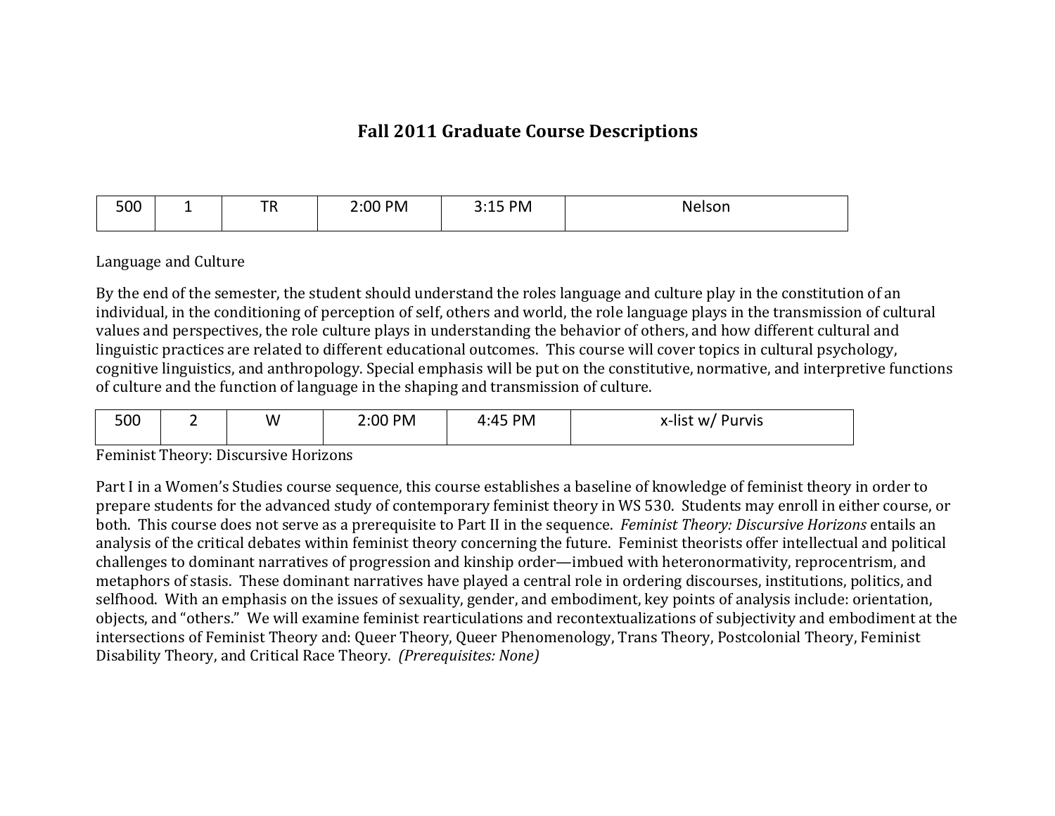# Fall 2011 Graduate Course Descriptions

| 500 | 1 | TR | 2:00 PM | 3:15 PM | Nelson |
|---|---|---|---|---|---|

Language and Culture

By the end of the semester, the student should understand the roles language and culture play in the constitution of an individual, in the conditioning of perception of self, others and world, the role language plays in the transmission of cultural values and perspectives, the role culture plays in understanding the behavior of others, and how different cultural and linguistic practices are related to different educational outcomes. This course will cover topics in cultural psychology, cognitive linguistics, and anthropology. Special emphasis will be put on the constitutive, normative, and interpretive functions of culture and the function of language in the shaping and transmission of culture.

| 500 | 2 | W | 2:00 PM | 4:45 PM | x-list w/ Purvis |
|---|---|---|---|---|---|

Feminist Theory: Discursive Horizons

Part I in a Women's Studies course sequence, this course establishes a baseline of knowledge of feminist theory in order to prepare students for the advanced study of contemporary feminist theory in WS 530. Students may enroll in either course, or both. This course does not serve as a prerequisite to Part II in the sequence. *Feminist Theory: Discursive Horizons* entails an analysis of the critical debates within feminist theory concerning the future. Feminist theorists offer intellectual and political challenges to dominant narratives of progression and kinship order—imbued with heteronormativity, reprocentrism, and metaphors of stasis. These dominant narratives have played a central role in ordering discourses, institutions, politics, and selfhood. With an emphasis on the issues of sexuality, gender, and embodiment, key points of analysis include: orientation, objects, and "others." We will examine feminist rearticulations and recontextualizations of subjectivity and embodiment at the intersections of Feminist Theory and: Queer Theory, Queer Phenomenology, Trans Theory, Postcolonial Theory, Feminist Disability Theory, and Critical Race Theory. *(Prerequisites: None)*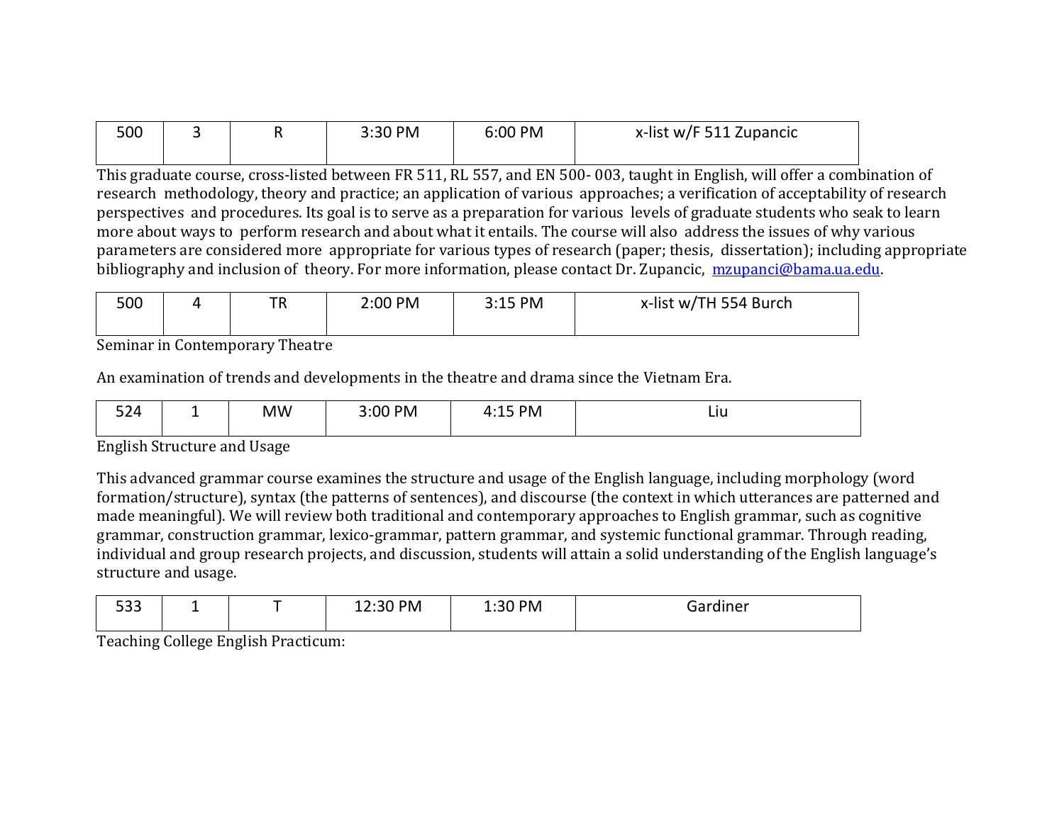| 500 | 3 | R | 3:30 PM | 6:00 PM | x-list w/F 511 Zupancic |
|---|---|---|---|---|---|

This graduate course, cross-listed between FR 511, RL 557, and EN 500- 003, taught in English, will offer a combination of research methodology, theory and practice; an application of various approaches; a verification of acceptability of research perspectives and procedures. Its goal is to serve as a preparation for various levels of graduate students who seak to learn more about ways to perform research and about what it entails. The course will also address the issues of why various parameters are considered more appropriate for various types of research (paper; thesis, dissertation); including appropriate bibliography and inclusion of theory. For more information, please contact Dr. Zupancic, mzupanci@bama.ua.edu.

| 500 | 4 | TR | 2:00 PM | 3:15 PM | x-list w/TH 554 Burch |
|---|---|---|---|---|---|

Seminar in Contemporary Theatre

An examination of trends and developments in the theatre and drama since the Vietnam Era.

| 524 | 1 | MW | 3:00 PM | 4:15 PM | Liu |
|---|---|---|---|---|---|

English Structure and Usage

This advanced grammar course examines the structure and usage of the English language, including morphology (word formation/structure), syntax (the patterns of sentences), and discourse (the context in which utterances are patterned and made meaningful). We will review both traditional and contemporary approaches to English grammar, such as cognitive grammar, construction grammar, lexico-grammar, pattern grammar, and systemic functional grammar. Through reading, individual and group research projects, and discussion, students will attain a solid understanding of the English language's structure and usage.

| 533 | 1 | T | 12:30 PM | 1:30 PM | Gardiner |
|---|---|---|---|---|---|

Teaching College English Practicum: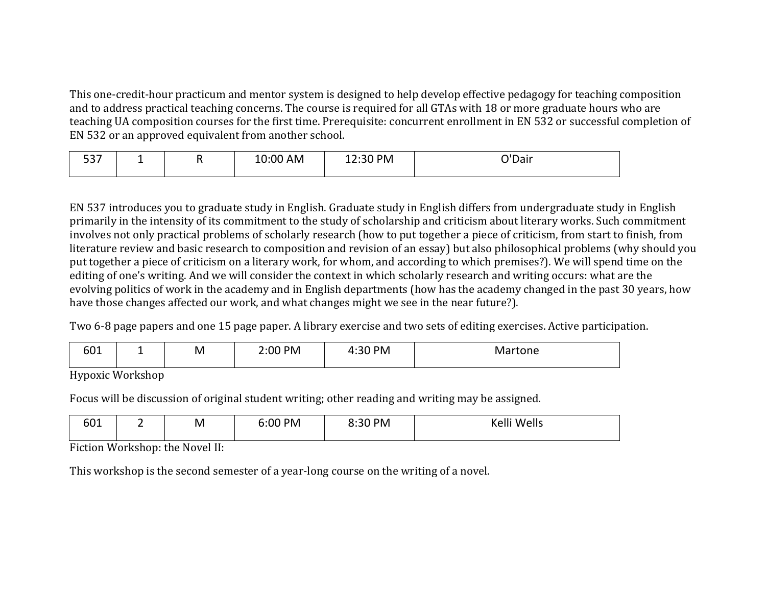This one-credit-hour practicum and mentor system is designed to help develop effective pedagogy for teaching composition and to address practical teaching concerns. The course is required for all GTAs with 18 or more graduate hours who are teaching UA composition courses for the first time. Prerequisite: concurrent enrollment in EN 532 or successful completion of EN 532 or an approved equivalent from another school.

| 537 | 1 | R | 10:00 AM | 12:30 PM | O'Dair |
|---|---|---|---|---|---|

EN 537 introduces you to graduate study in English. Graduate study in English differs from undergraduate study in English primarily in the intensity of its commitment to the study of scholarship and criticism about literary works. Such commitment involves not only practical problems of scholarly research (how to put together a piece of criticism, from start to finish, from literature review and basic research to composition and revision of an essay) but also philosophical problems (why should you put together a piece of criticism on a literary work, for whom, and according to which premises?). We will spend time on the editing of one's writing. And we will consider the context in which scholarly research and writing occurs: what are the evolving politics of work in the academy and in English departments (how has the academy changed in the past 30 years, how have those changes affected our work, and what changes might we see in the near future?).

Two 6-8 page papers and one 15 page paper. A library exercise and two sets of editing exercises. Active participation.

| 601 | 1 | M | 2:00 PM | 4:30 PM | Martone |
|---|---|---|---|---|---|

Hypoxic Workshop

Focus will be discussion of original student writing; other reading and writing may be assigned.

| 601 | 2 | M | 6:00 PM | 8:30 PM | Kelli Wells |
|---|---|---|---|---|---|

Fiction Workshop: the Novel II:

This workshop is the second semester of a year-long course on the writing of a novel.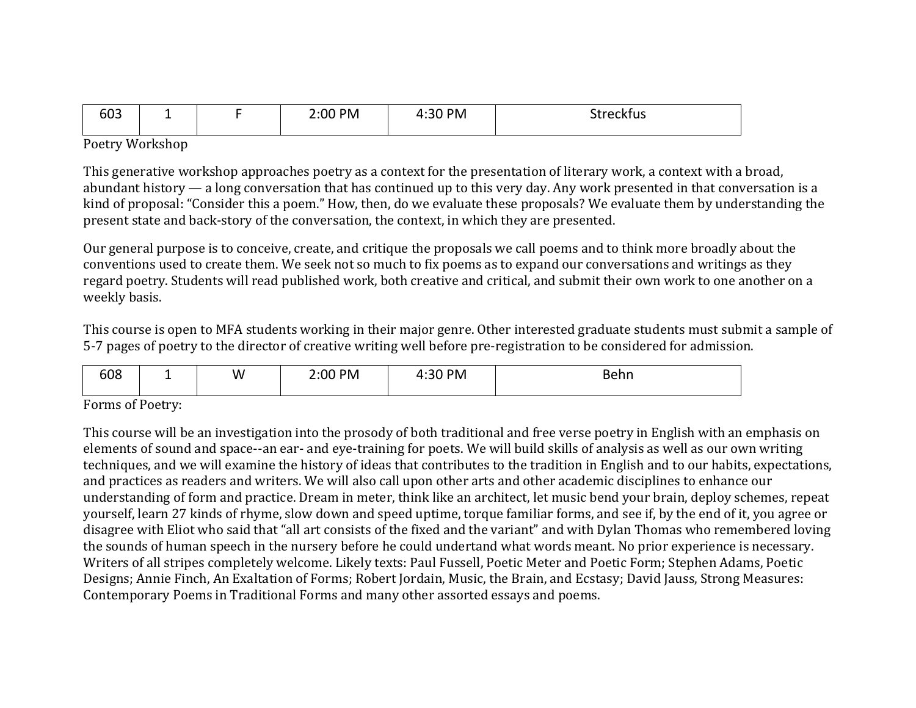| 603 | 1 | F | 2:00 PM | 4:30 PM | Streckfus |
|---|---|---|---|---|---|

Poetry Workshop

This generative workshop approaches poetry as a context for the presentation of literary work, a context with a broad, abundant history — a long conversation that has continued up to this very day. Any work presented in that conversation is a kind of proposal: "Consider this a poem." How, then, do we evaluate these proposals? We evaluate them by understanding the present state and back-story of the conversation, the context, in which they are presented.

Our general purpose is to conceive, create, and critique the proposals we call poems and to think more broadly about the conventions used to create them. We seek not so much to fix poems as to expand our conversations and writings as they regard poetry. Students will read published work, both creative and critical, and submit their own work to one another on a weekly basis.

This course is open to MFA students working in their major genre. Other interested graduate students must submit a sample of 5-7 pages of poetry to the director of creative writing well before pre-registration to be considered for admission.

| 608 | 1 | W | 2:00 PM | 4:30 PM | Behn |
|---|---|---|---|---|---|

Forms of Poetry:

This course will be an investigation into the prosody of both traditional and free verse poetry in English with an emphasis on elements of sound and space--an ear- and eye-training for poets. We will build skills of analysis as well as our own writing techniques, and we will examine the history of ideas that contributes to the tradition in English and to our habits, expectations, and practices as readers and writers. We will also call upon other arts and other academic disciplines to enhance our understanding of form and practice. Dream in meter, think like an architect, let music bend your brain, deploy schemes, repeat yourself, learn 27 kinds of rhyme, slow down and speed uptime, torque familiar forms, and see if, by the end of it, you agree or disagree with Eliot who said that "all art consists of the fixed and the variant" and with Dylan Thomas who remembered loving the sounds of human speech in the nursery before he could undertand what words meant. No prior experience is necessary. Writers of all stripes completely welcome. Likely texts: Paul Fussell, Poetic Meter and Poetic Form; Stephen Adams, Poetic Designs; Annie Finch, An Exaltation of Forms; Robert Jordain, Music, the Brain, and Ecstasy; David Jauss, Strong Measures: Contemporary Poems in Traditional Forms and many other assorted essays and poems.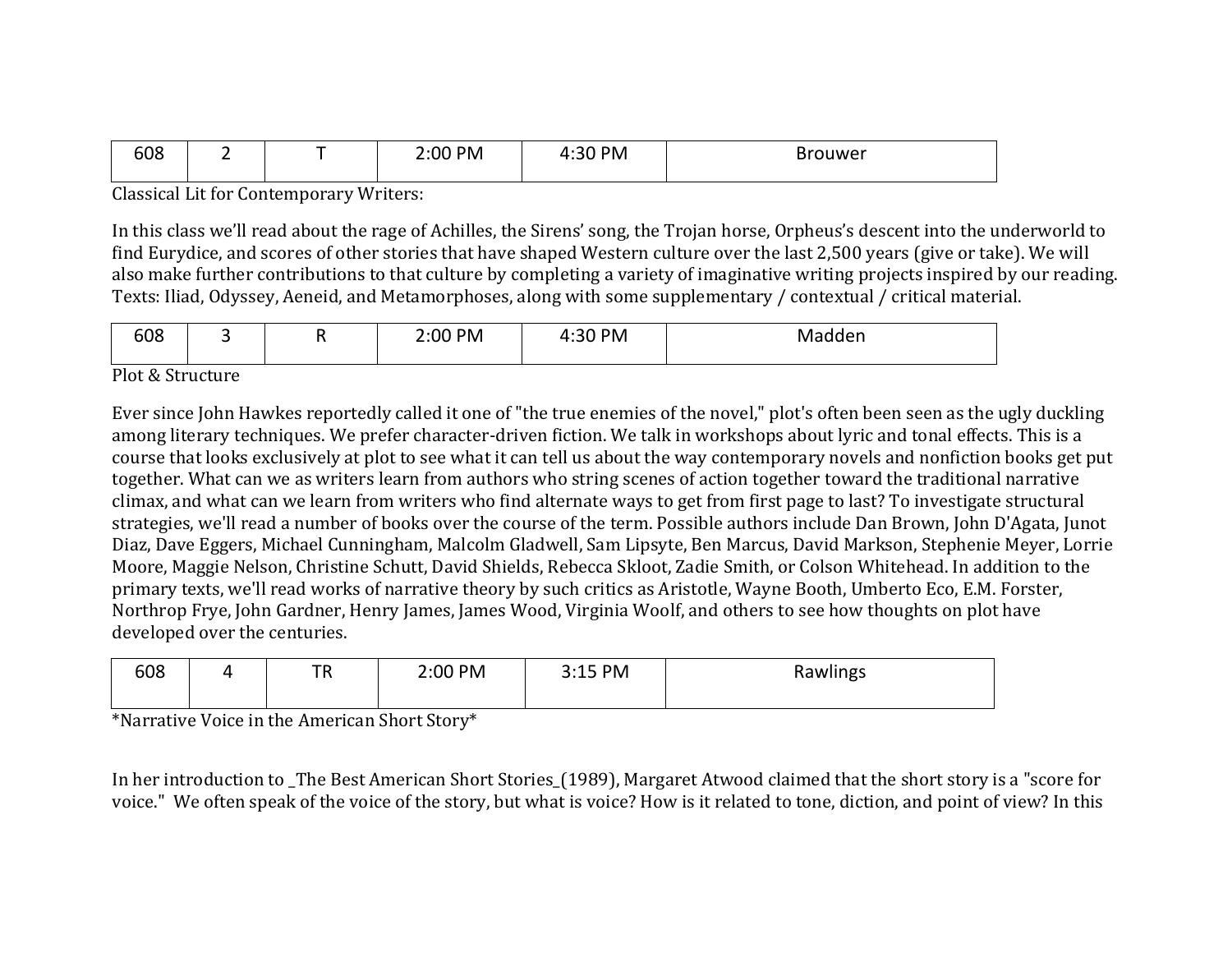| 608 | 2 | T | 2:00 PM | 4:30 PM | Brouwer |
|---|---|---|---|---|---|

Classical Lit for Contemporary Writers:

In this class we'll read about the rage of Achilles, the Sirens' song, the Trojan horse, Orpheus's descent into the underworld to find Eurydice, and scores of other stories that have shaped Western culture over the last 2,500 years (give or take). We will also make further contributions to that culture by completing a variety of imaginative writing projects inspired by our reading. Texts: Iliad, Odyssey, Aeneid, and Metamorphoses, along with some supplementary / contextual / critical material.

| 608 | 3 | R | 2:00 PM | 4:30 PM | Madden |
|---|---|---|---|---|---|

Plot & Structure

Ever since John Hawkes reportedly called it one of "the true enemies of the novel," plot's often been seen as the ugly duckling among literary techniques. We prefer character-driven fiction. We talk in workshops about lyric and tonal effects. This is a course that looks exclusively at plot to see what it can tell us about the way contemporary novels and nonfiction books get put together. What can we as writers learn from authors who string scenes of action together toward the traditional narrative climax, and what can we learn from writers who find alternate ways to get from first page to last? To investigate structural strategies, we'll read a number of books over the course of the term. Possible authors include Dan Brown, John D'Agata, Junot Diaz, Dave Eggers, Michael Cunningham, Malcolm Gladwell, Sam Lipsyte, Ben Marcus, David Markson, Stephenie Meyer, Lorrie Moore, Maggie Nelson, Christine Schutt, David Shields, Rebecca Skloot, Zadie Smith, or Colson Whitehead. In addition to the primary texts, we'll read works of narrative theory by such critics as Aristotle, Wayne Booth, Umberto Eco, E.M. Forster, Northrop Frye, John Gardner, Henry James, James Wood, Virginia Woolf, and others to see how thoughts on plot have developed over the centuries.

| 608 | 4 | TR | 2:00 PM | 3:15 PM | Rawlings |
|---|---|---|---|---|---|

*Narrative Voice in the American Short Story*

In her introduction to _The Best American Short Stories_(1989), Margaret Atwood claimed that the short story is a "score for voice." We often speak of the voice of the story, but what is voice? How is it related to tone, diction, and point of view? In this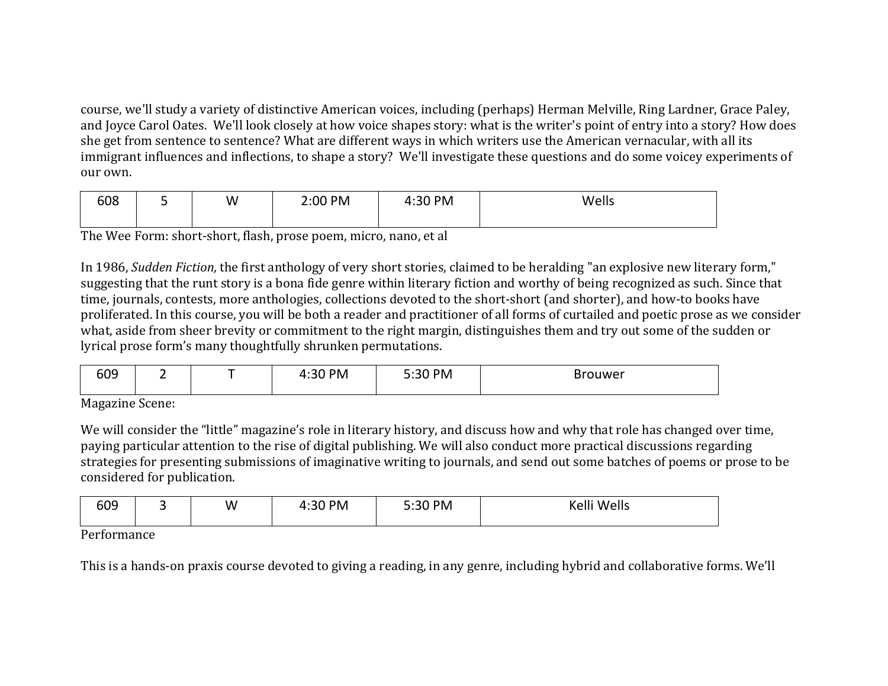course, we'll study a variety of distinctive American voices, including (perhaps) Herman Melville, Ring Lardner, Grace Paley, and Joyce Carol Oates. We'll look closely at how voice shapes story: what is the writer's point of entry into a story? How does she get from sentence to sentence? What are different ways in which writers use the American vernacular, with all its immigrant influences and inflections, to shape a story? We'll investigate these questions and do some voicey experiments of our own.

| 608 | 5 | W | 2:00 PM | 4:30 PM | Wells |
|---|---|---|---|---|---|

The Wee Form: short-short, flash, prose poem, micro, nano, et al

In 1986, *Sudden Fiction,* the first anthology of very short stories, claimed to be heralding "an explosive new literary form," suggesting that the runt story is a bona fide genre within literary fiction and worthy of being recognized as such. Since that time, journals, contests, more anthologies, collections devoted to the short-short (and shorter), and how-to books have proliferated. In this course, you will be both a reader and practitioner of all forms of curtailed and poetic prose as we consider what, aside from sheer brevity or commitment to the right margin, distinguishes them and try out some of the sudden or lyrical prose form's many thoughtfully shrunken permutations.

| 609 | 2 | T | 4:30 PM | 5:30 PM | Brouwer |
|---|---|---|---|---|---|

Magazine Scene:

We will consider the "little" magazine's role in literary history, and discuss how and why that role has changed over time, paying particular attention to the rise of digital publishing. We will also conduct more practical discussions regarding strategies for presenting submissions of imaginative writing to journals, and send out some batches of poems or prose to be considered for publication.

| 609 | 3 | W | 4:30 PM | 5:30 PM | Kelli Wells |
|---|---|---|---|---|---|

Performance

This is a hands-on praxis course devoted to giving a reading, in any genre, including hybrid and collaborative forms. We'll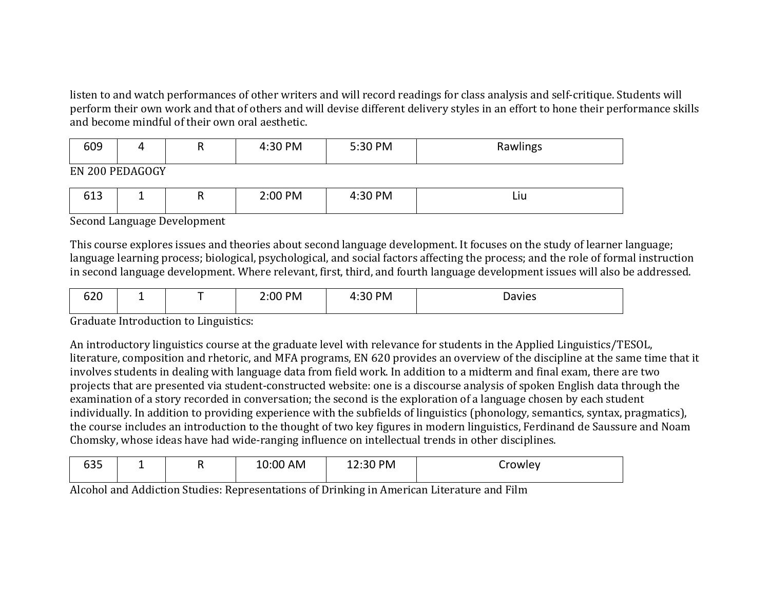listen to and watch performances of other writers and will record readings for class analysis and self-critique. Students will perform their own work and that of others and will devise different delivery styles in an effort to hone their performance skills and become mindful of their own oral aesthetic.

| 609 | 4 | R | 4:30 PM | 5:30 PM | Rawlings |
|---|---|---|---|---|---|

EN 200 PEDAGOGY

| 613 | 1 | R | 2:00 PM | 4:30 PM | Liu |
|---|---|---|---|---|---|

Second Language Development

This course explores issues and theories about second language development. It focuses on the study of learner language; language learning process; biological, psychological, and social factors affecting the process; and the role of formal instruction in second language development. Where relevant, first, third, and fourth language development issues will also be addressed.

| 620 | 1 | T | 2:00 PM | 4:30 PM | Davies |
|---|---|---|---|---|---|

Graduate Introduction to Linguistics:

An introductory linguistics course at the graduate level with relevance for students in the Applied Linguistics/TESOL, literature, composition and rhetoric, and MFA programs, EN 620 provides an overview of the discipline at the same time that it involves students in dealing with language data from field work. In addition to a midterm and final exam, there are two projects that are presented via student-constructed website: one is a discourse analysis of spoken English data through the examination of a story recorded in conversation; the second is the exploration of a language chosen by each student individually. In addition to providing experience with the subfields of linguistics (phonology, semantics, syntax, pragmatics), the course includes an introduction to the thought of two key figures in modern linguistics, Ferdinand de Saussure and Noam Chomsky, whose ideas have had wide-ranging influence on intellectual trends in other disciplines.

| 635 | 1 | R | 10:00 AM | 12:30 PM | Crowley |
|---|---|---|---|---|---|

Alcohol and Addiction Studies: Representations of Drinking in American Literature and Film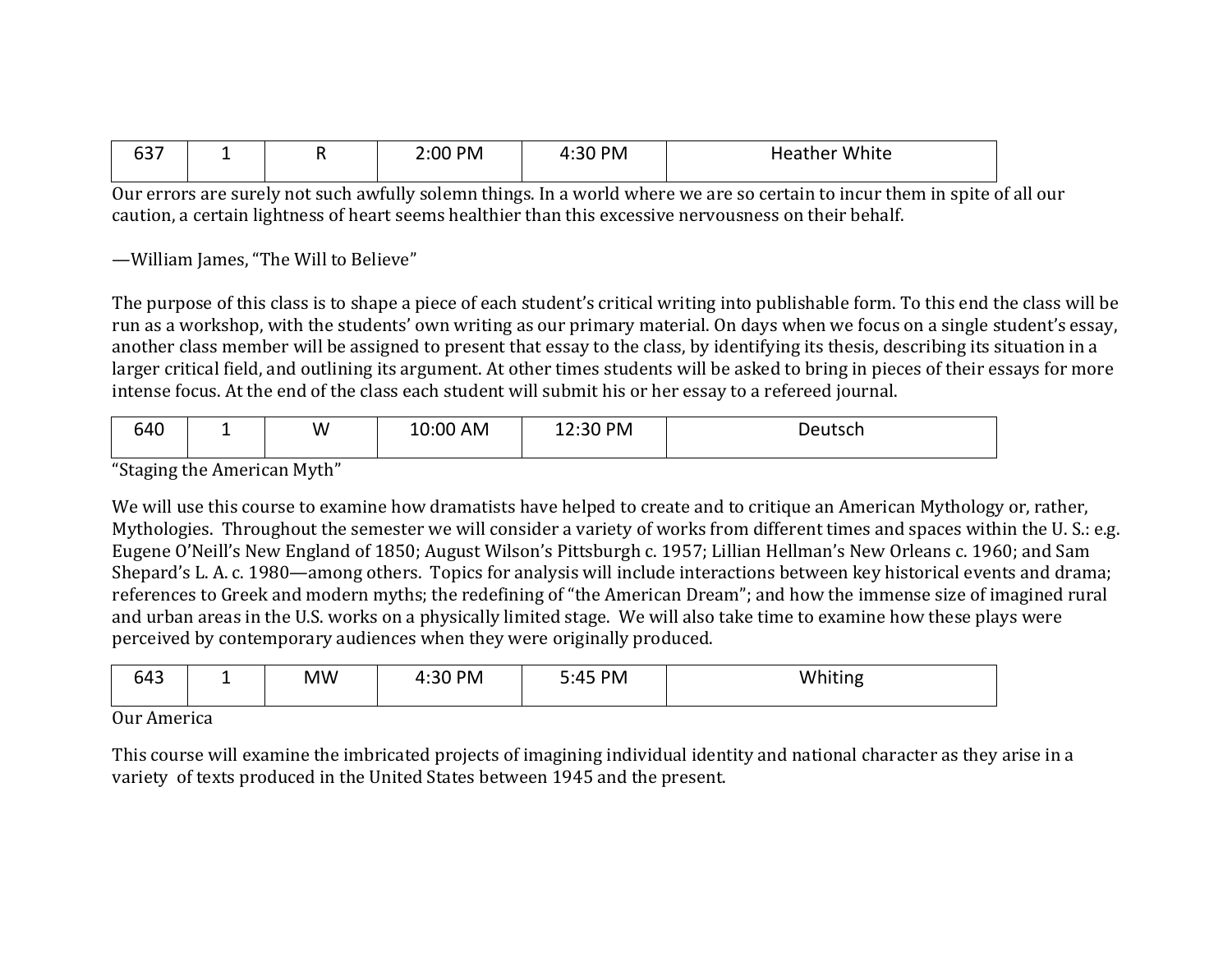| 637 | 1 | R | 2:00 PM | 4:30 PM | Heather White |
|---|---|---|---|---|---|

Our errors are surely not such awfully solemn things. In a world where we are so certain to incur them in spite of all our caution, a certain lightness of heart seems healthier than this excessive nervousness on their behalf.

—William James, "The Will to Believe"

The purpose of this class is to shape a piece of each student's critical writing into publishable form. To this end the class will be run as a workshop, with the students' own writing as our primary material. On days when we focus on a single student's essay, another class member will be assigned to present that essay to the class, by identifying its thesis, describing its situation in a larger critical field, and outlining its argument. At other times students will be asked to bring in pieces of their essays for more intense focus. At the end of the class each student will submit his or her essay to a refereed journal.

| 640 | 1 | W | 10:00 AM | 12:30 PM | Deutsch |
|---|---|---|---|---|---|

"Staging the American Myth"

We will use this course to examine how dramatists have helped to create and to critique an American Mythology or, rather, Mythologies. Throughout the semester we will consider a variety of works from different times and spaces within the U. S.: e.g. Eugene O'Neill's New England of 1850; August Wilson's Pittsburgh c. 1957; Lillian Hellman's New Orleans c. 1960; and Sam Shepard's L. A. c. 1980—among others. Topics for analysis will include interactions between key historical events and drama; references to Greek and modern myths; the redefining of "the American Dream"; and how the immense size of imagined rural and urban areas in the U.S. works on a physically limited stage. We will also take time to examine how these plays were perceived by contemporary audiences when they were originally produced.

| 643 | 1 | MW | 4:30 PM | 5:45 PM | Whiting |
|---|---|---|---|---|---|

Our America

This course will examine the imbricated projects of imagining individual identity and national character as they arise in a variety of texts produced in the United States between 1945 and the present.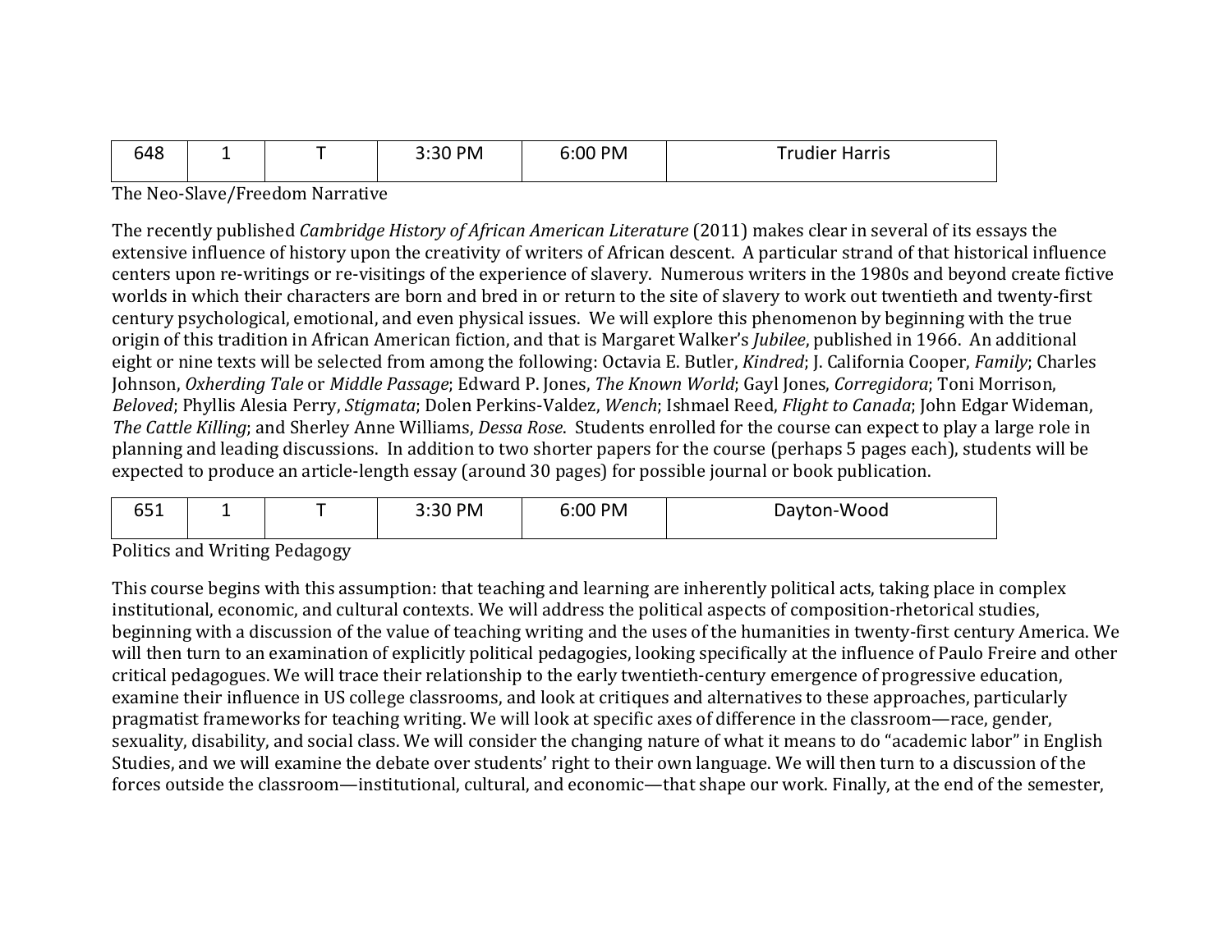| 648 | 1 | T | 3:30 PM | 6:00 PM | Trudier Harris |
|---|---|---|---|---|---|

The Neo-Slave/Freedom Narrative

The recently published *Cambridge History of African American Literature* (2011) makes clear in several of its essays the extensive influence of history upon the creativity of writers of African descent. A particular strand of that historical influence centers upon re-writings or re-visitings of the experience of slavery. Numerous writers in the 1980s and beyond create fictive worlds in which their characters are born and bred in or return to the site of slavery to work out twentieth and twenty-first century psychological, emotional, and even physical issues. We will explore this phenomenon by beginning with the true origin of this tradition in African American fiction, and that is Margaret Walker's *Jubilee*, published in 1966. An additional eight or nine texts will be selected from among the following: Octavia E. Butler, *Kindred*; J. California Cooper, *Family*; Charles Johnson, *Oxherding Tale* or *Middle Passage*; Edward P. Jones, *The Known World*; Gayl Jones, *Corregidora*; Toni Morrison, *Beloved*; Phyllis Alesia Perry, *Stigmata*; Dolen Perkins-Valdez, *Wench*; Ishmael Reed, *Flight to Canada*; John Edgar Wideman, *The Cattle Killing*; and Sherley Anne Williams, *Dessa Rose*. Students enrolled for the course can expect to play a large role in planning and leading discussions. In addition to two shorter papers for the course (perhaps 5 pages each), students will be expected to produce an article-length essay (around 30 pages) for possible journal or book publication.

| 651 | 1 | T | 3:30 PM | 6:00 PM | Dayton-Wood |
|---|---|---|---|---|---|

Politics and Writing Pedagogy

This course begins with this assumption: that teaching and learning are inherently political acts, taking place in complex institutional, economic, and cultural contexts. We will address the political aspects of composition-rhetorical studies, beginning with a discussion of the value of teaching writing and the uses of the humanities in twenty-first century America. We will then turn to an examination of explicitly political pedagogies, looking specifically at the influence of Paulo Freire and other critical pedagogues. We will trace their relationship to the early twentieth-century emergence of progressive education, examine their influence in US college classrooms, and look at critiques and alternatives to these approaches, particularly pragmatist frameworks for teaching writing. We will look at specific axes of difference in the classroom—race, gender, sexuality, disability, and social class. We will consider the changing nature of what it means to do "academic labor" in English Studies, and we will examine the debate over students' right to their own language. We will then turn to a discussion of the forces outside the classroom—institutional, cultural, and economic—that shape our work. Finally, at the end of the semester,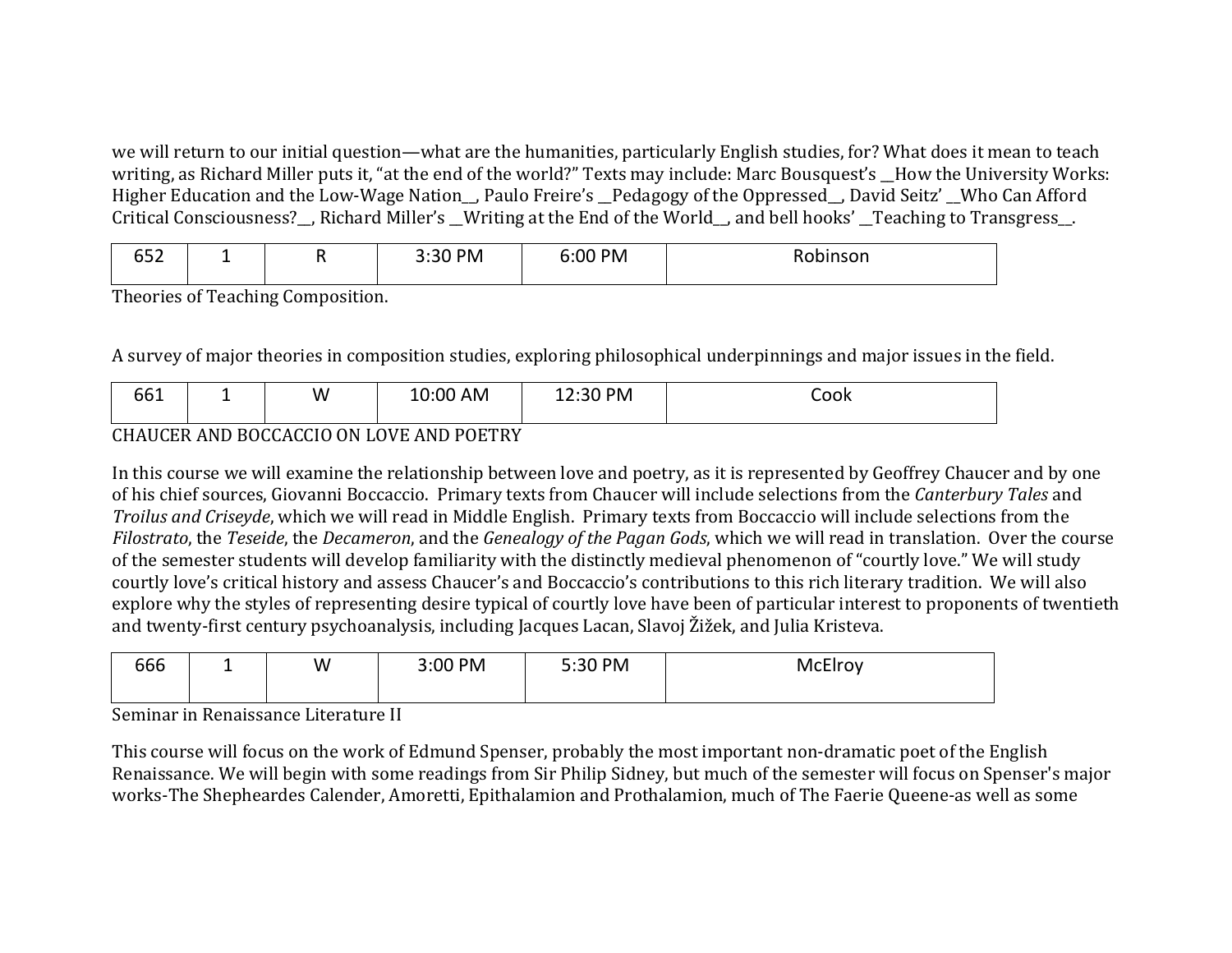we will return to our initial question—what are the humanities, particularly English studies, for? What does it mean to teach writing, as Richard Miller puts it, "at the end of the world?" Texts may include: Marc Bousquest's __How the University Works: Higher Education and the Low-Wage Nation__, Paulo Freire's __Pedagogy of the Oppressed__, David Seitz' __Who Can Afford Critical Consciousness?__, Richard Miller's __Writing at the End of the World__, and bell hooks' __Teaching to Transgress__.

| 652 | 1 | R | 3:30 PM | 6:00 PM | Robinson |
|---|---|---|---|---|---|

Theories of Teaching Composition.

A survey of major theories in composition studies, exploring philosophical underpinnings and major issues in the field.

| 661 | 1 | W | 10:00 AM | 12:30 PM | Cook |
|---|---|---|---|---|---|

CHAUCER AND BOCCACCIO ON LOVE AND POETRY

In this course we will examine the relationship between love and poetry, as it is represented by Geoffrey Chaucer and by one of his chief sources, Giovanni Boccaccio. Primary texts from Chaucer will include selections from the *Canterbury Tales* and *Troilus and Criseyde*, which we will read in Middle English. Primary texts from Boccaccio will include selections from the *Filostrato*, the *Teseide*, the *Decameron*, and the *Genealogy of the Pagan Gods*, which we will read in translation. Over the course of the semester students will develop familiarity with the distinctly medieval phenomenon of "courtly love." We will study courtly love's critical history and assess Chaucer's and Boccaccio's contributions to this rich literary tradition. We will also explore why the styles of representing desire typical of courtly love have been of particular interest to proponents of twentieth and twenty-first century psychoanalysis, including Jacques Lacan, Slavoj Žižek, and Julia Kristeva.

| 666 | 1 | W | 3:00 PM | 5:30 PM | McElroy |
|---|---|---|---|---|---|

Seminar in Renaissance Literature II

This course will focus on the work of Edmund Spenser, probably the most important non-dramatic poet of the English Renaissance. We will begin with some readings from Sir Philip Sidney, but much of the semester will focus on Spenser's major works-The Shepheardes Calender, Amoretti, Epithalamion and Prothalamion, much of The Faerie Queene-as well as some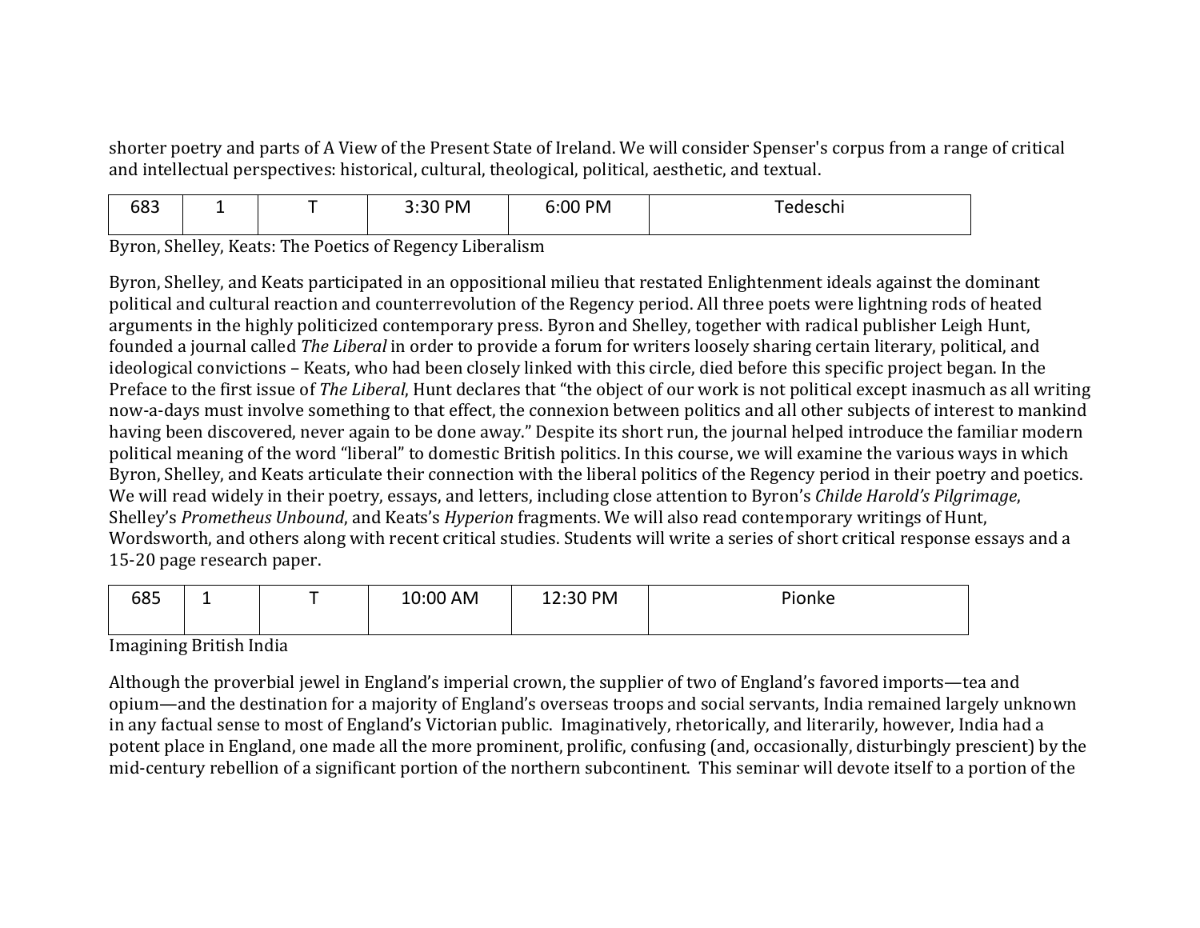shorter poetry and parts of A View of the Present State of Ireland. We will consider Spenser's corpus from a range of critical and intellectual perspectives: historical, cultural, theological, political, aesthetic, and textual.

| 683 | 1 | T | 3:30 PM | 6:00 PM | Tedeschi |
|---|---|---|---|---|---|

Byron, Shelley, Keats: The Poetics of Regency Liberalism

Byron, Shelley, and Keats participated in an oppositional milieu that restated Enlightenment ideals against the dominant political and cultural reaction and counterrevolution of the Regency period. All three poets were lightning rods of heated arguments in the highly politicized contemporary press. Byron and Shelley, together with radical publisher Leigh Hunt, founded a journal called *The Liberal* in order to provide a forum for writers loosely sharing certain literary, political, and ideological convictions – Keats, who had been closely linked with this circle, died before this specific project began. In the Preface to the first issue of *The Liberal*, Hunt declares that "the object of our work is not political except inasmuch as all writing now-a-days must involve something to that effect, the connexion between politics and all other subjects of interest to mankind having been discovered, never again to be done away." Despite its short run, the journal helped introduce the familiar modern political meaning of the word "liberal" to domestic British politics. In this course, we will examine the various ways in which Byron, Shelley, and Keats articulate their connection with the liberal politics of the Regency period in their poetry and poetics. We will read widely in their poetry, essays, and letters, including close attention to Byron's *Childe Harold's Pilgrimage*, Shelley's *Prometheus Unbound*, and Keats's *Hyperion* fragments. We will also read contemporary writings of Hunt, Wordsworth, and others along with recent critical studies. Students will write a series of short critical response essays and a 15-20 page research paper.

| 685 | 1 | T | 10:00 AM | 12:30 PM | Pionke |
|---|---|---|---|---|---|

Imagining British India

Although the proverbial jewel in England's imperial crown, the supplier of two of England's favored imports—tea and opium—and the destination for a majority of England's overseas troops and social servants, India remained largely unknown in any factual sense to most of England's Victorian public. Imaginatively, rhetorically, and literarily, however, India had a potent place in England, one made all the more prominent, prolific, confusing (and, occasionally, disturbingly prescient) by the mid-century rebellion of a significant portion of the northern subcontinent. This seminar will devote itself to a portion of the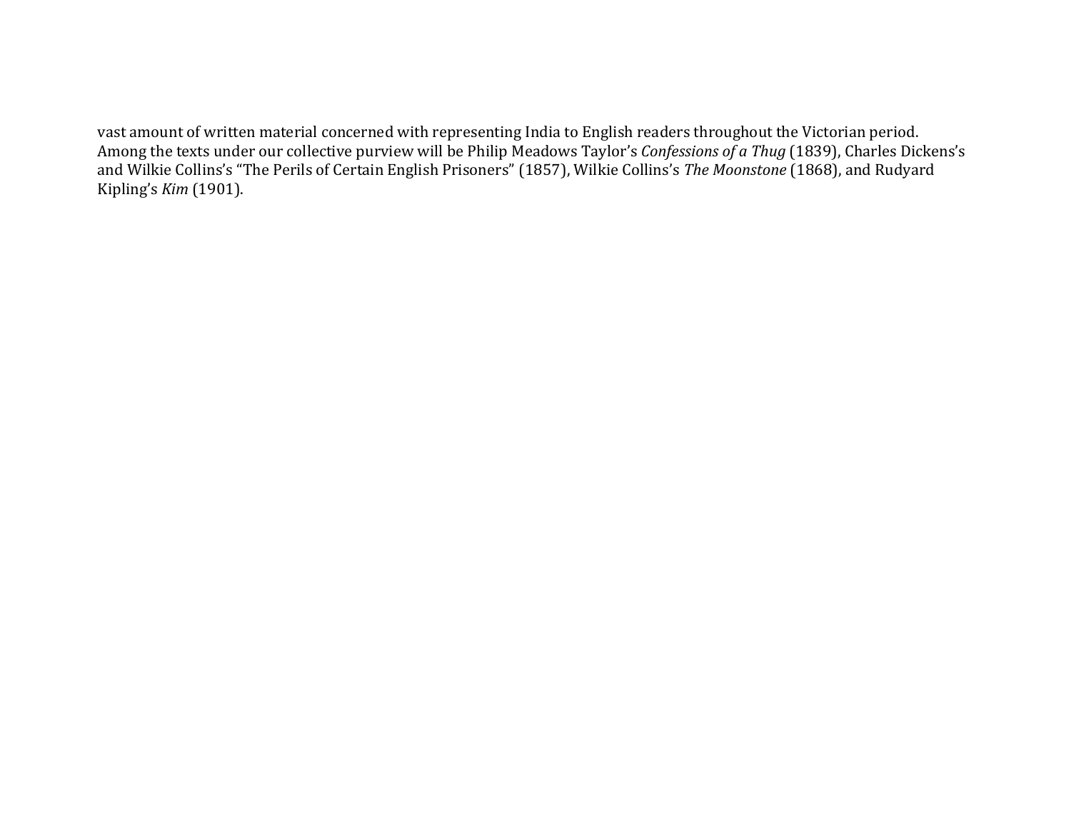vast amount of written material concerned with representing India to English readers throughout the Victorian period. Among the texts under our collective purview will be Philip Meadows Taylor's *Confessions of a Thug* (1839), Charles Dickens's and Wilkie Collins's "The Perils of Certain English Prisoners" (1857), Wilkie Collins's *The Moonstone* (1868), and Rudyard Kipling's *Kim* (1901).